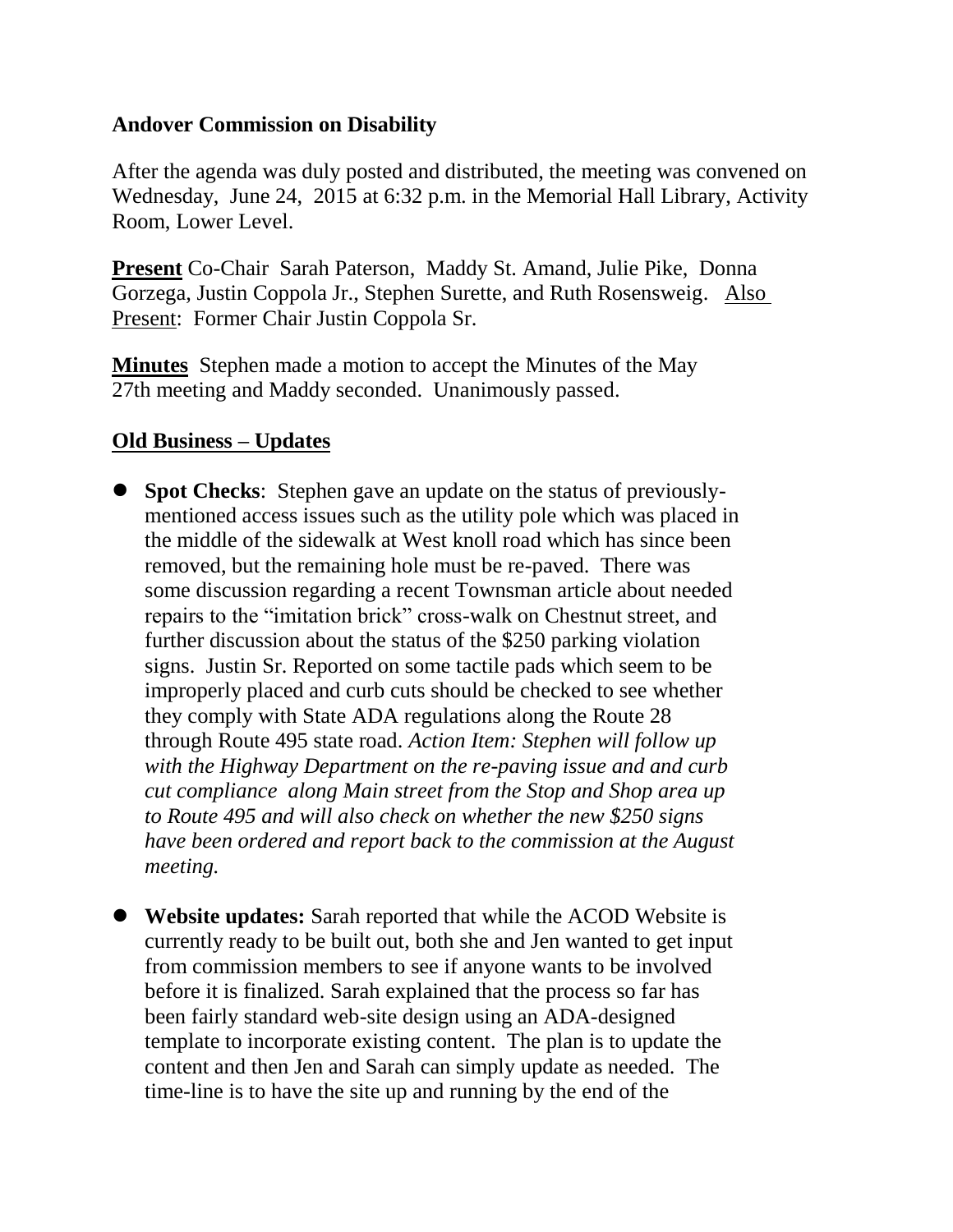**Andover Commission on Disability**

After the agenda was duly posted and distributed, the meeting was convened on Wednesday, June 24, 2015 at 6:32 p.m. in the Memorial Hall Library, Activity Room, Lower Level.

**Present** Co-Chair Sarah Paterson, Maddy St. Amand, Julie Pike, Donna Gorzega, Justin Coppola Jr., Stephen Surette, and Ruth Rosensweig. Also Present: Former Chair Justin Coppola Sr.

**Minutes** Stephen made a motion to accept the Minutes of the May 27th meeting and Maddy seconded. Unanimously passed.

**Old Business – Updates**

- **Spot Checks**: Stephen gave an update on the status of previously-mentioned access issues such as the utility pole which was placed in the middle of the sidewalk at West knoll road which has since been removed, but the remaining hole must be re-paved. There was some discussion regarding a recent Townsman article about needed repairs to the "imitation brick" cross-walk on Chestnut street, and further discussion about the status of the $250 parking violation signs. Justin Sr. Reported on some tactile pads which seem to be improperly placed and curb cuts should be checked to see whether they comply with State ADA regulations along the Route 28 through Route 495 state road. *Action Item: Stephen will follow up with the Highway Department on the re-paving issue and and curb cut compliance along Main street from the Stop and Shop area up to Route 495 and will also check on whether the new $250 signs have been ordered and report back to the commission at the August meeting.*

- **Website updates:** Sarah reported that while the ACOD Website is currently ready to be built out, both she and Jen wanted to get input from commission members to see if anyone wants to be involved before it is finalized. Sarah explained that the process so far has been fairly standard web-site design using an ADA-designed template to incorporate existing content. The plan is to update the content and then Jen and Sarah can simply update as needed. The time-line is to have the site up and running by the end of the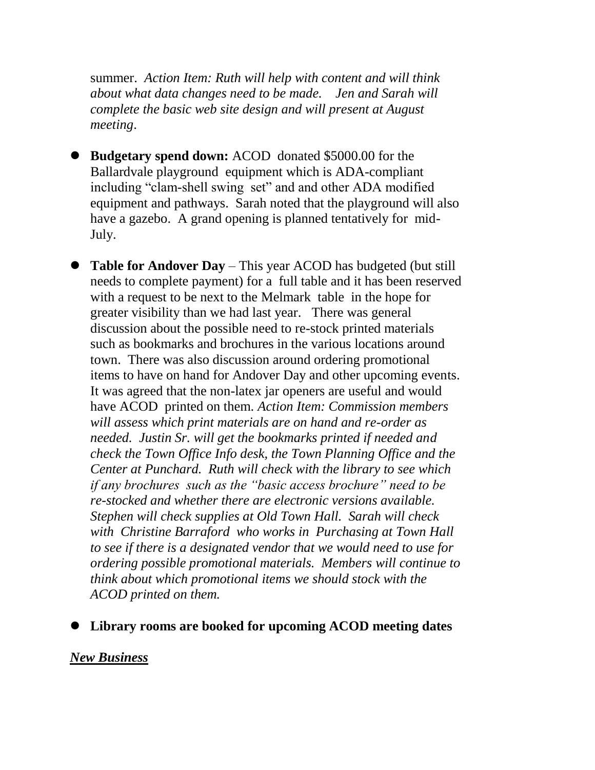summer. *Action Item: Ruth will help with content and will think about what data changes need to be made. Jen and Sarah will complete the basic web site design and will present at August meeting*.

- **Budgetary spend down:** ACOD donated $5000.00 for the Ballardvale playground equipment which is ADA-compliant including "clam-shell swing set" and and other ADA modified equipment and pathways. Sarah noted that the playground will also have a gazebo. A grand opening is planned tentatively for mid-July.

- **Table for Andover Day** – This year ACOD has budgeted (but still needs to complete payment) for a full table and it has been reserved with a request to be next to the Melmark table in the hope for greater visibility than we had last year. There was general discussion about the possible need to re-stock printed materials such as bookmarks and brochures in the various locations around town. There was also discussion around ordering promotional items to have on hand for Andover Day and other upcoming events. It was agreed that the non-latex jar openers are useful and would have ACOD printed on them. *Action Item: Commission members will assess which print materials are on hand and re-order as needed. Justin Sr. will get the bookmarks printed if needed and check the Town Office Info desk, the Town Planning Office and the Center at Punchard. Ruth will check with the library to see which if any brochures such as the "basic access brochure" need to be re-stocked and whether there are electronic versions available. Stephen will check supplies at Old Town Hall. Sarah will check with Christine Barraford who works in Purchasing at Town Hall to see if there is a designated vendor that we would need to use for ordering possible promotional materials. Members will continue to think about which promotional items we should stock with the ACOD printed on them.*

- **Library rooms are booked for upcoming ACOD meeting dates**

***New Business***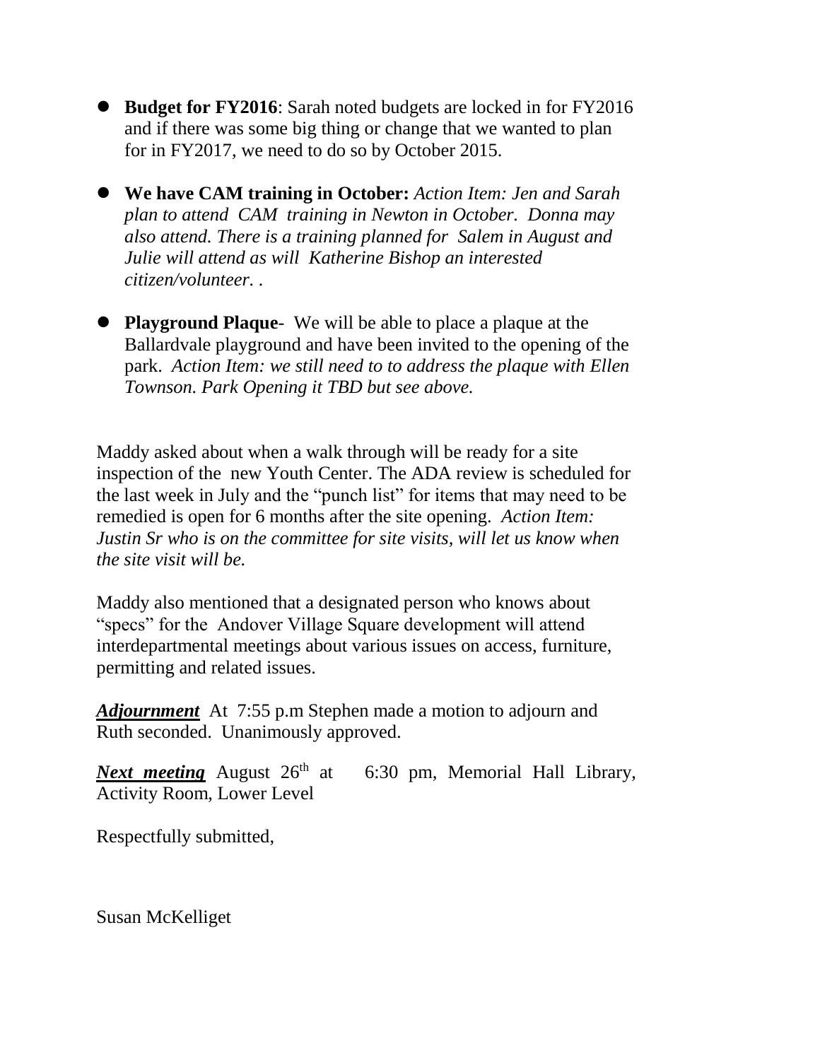- **Budget for FY2016**: Sarah noted budgets are locked in for FY2016 and if there was some big thing or change that we wanted to plan for in FY2017, we need to do so by October 2015.

- **We have CAM training in October:** *Action Item: Jen and Sarah plan to attend CAM training in Newton in October. Donna may also attend. There is a training planned for Salem in August and Julie will attend as will Katherine Bishop an interested citizen/volunteer. .*

- **Playground Plaque**- We will be able to place a plaque at the Ballardvale playground and have been invited to the opening of the park. *Action Item: we still need to to address the plaque with Ellen Townson. Park Opening it TBD but see above.*

Maddy asked about when a walk through will be ready for a site inspection of the new Youth Center. The ADA review is scheduled for the last week in July and the "punch list" for items that may need to be remedied is open for 6 months after the site opening. *Action Item: Justin Sr who is on the committee for site visits, will let us know when the site visit will be.*

Maddy also mentioned that a designated person who knows about "specs" for the Andover Village Square development will attend interdepartmental meetings about various issues on access, furniture, permitting and related issues.

***Adjournment*** At 7:55 p.m Stephen made a motion to adjourn and Ruth seconded. Unanimously approved.

***Next meeting*** August 26th at 6:30 pm, Memorial Hall Library, Activity Room, Lower Level

Respectfully submitted,

Susan McKelliget